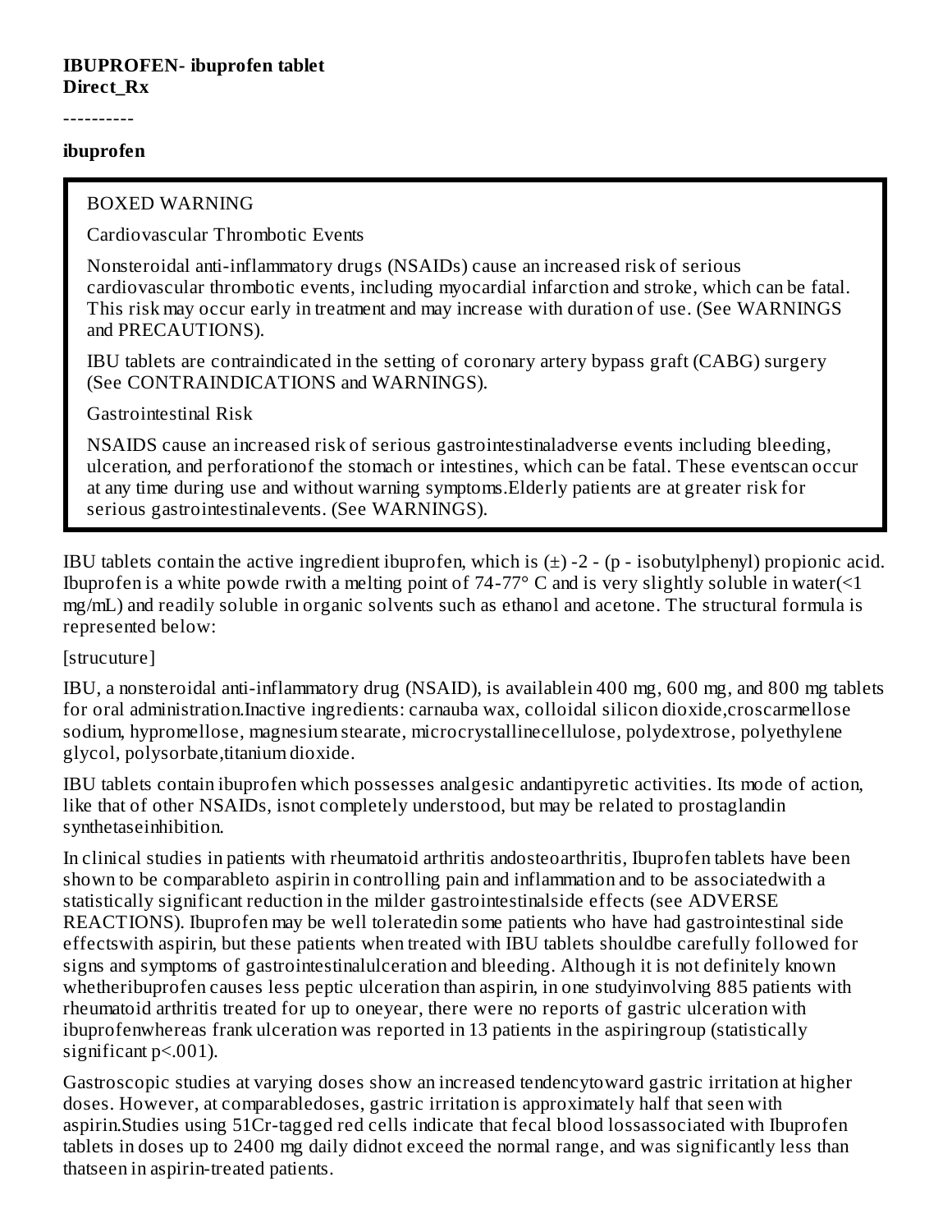**IBUPROFEN- ibuprofen tablet**
**Direct_Rx**

----------

**ibuprofen**

> BOXED WARNING
>
> Cardiovascular Thrombotic Events
>
> Nonsteroidal anti-inflammatory drugs (NSAIDs) cause an increased risk of serious cardiovascular thrombotic events, including myocardial infarction and stroke, which can be fatal. This risk may occur early in treatment and may increase with duration of use. (See WARNINGS and PRECAUTIONS).
>
> IBU tablets are contraindicated in the setting of coronary artery bypass graft (CABG) surgery (See CONTRAINDICATIONS and WARNINGS).
>
> Gastrointestinal Risk
>
> NSAIDS cause an increased risk of serious gastrointestinaladverse events including bleeding, ulceration, and perforationof the stomach or intestines, which can be fatal. These eventscan occur at any time during use and without warning symptoms.Elderly patients are at greater risk for serious gastrointestinalevents. (See WARNINGS).

IBU tablets contain the active ingredient ibuprofen, which is (±) -2 - (p - isobutylphenyl) propionic acid. Ibuprofen is a white powde rwith a melting point of 74-77° C and is very slightly soluble in water(<1 mg/mL) and readily soluble in organic solvents such as ethanol and acetone. The structural formula is represented below:

[strucuture]

IBU, a nonsteroidal anti-inflammatory drug (NSAID), is availablein 400 mg, 600 mg, and 800 mg tablets for oral administration.Inactive ingredients: carnauba wax, colloidal silicon dioxide,croscarmellose sodium, hypromellose, magnesium stearate, microcrystallinecellulose, polydextrose, polyethylene glycol, polysorbate,titanium dioxide.

IBU tablets contain ibuprofen which possesses analgesic andantipyretic activities. Its mode of action, like that of other NSAIDs, isnot completely understood, but may be related to prostaglandin synthetaseinhibition.

In clinical studies in patients with rheumatoid arthritis andosteoarthritis, Ibuprofen tablets have been shown to be comparableto aspirin in controlling pain and inflammation and to be associatedwith a statistically significant reduction in the milder gastrointestinalside effects (see ADVERSE REACTIONS). Ibuprofen may be well toleratedin some patients who have had gastrointestinal side effectswith aspirin, but these patients when treated with IBU tablets shouldbe carefully followed for signs and symptoms of gastrointestinalulceration and bleeding. Although it is not definitely known whetheribuprofen causes less peptic ulceration than aspirin, in one studyinvolving 885 patients with rheumatoid arthritis treated for up to oneyear, there were no reports of gastric ulceration with ibuprofenwhereas frank ulceration was reported in 13 patients in the aspiringroup (statistically significant p<.001).

Gastroscopic studies at varying doses show an increased tendencytoward gastric irritation at higher doses. However, at comparabledoses, gastric irritation is approximately half that seen with aspirin.Studies using 51Cr-tagged red cells indicate that fecal blood lossassociated with Ibuprofen tablets in doses up to 2400 mg daily didnot exceed the normal range, and was significantly less than thatseen in aspirin-treated patients.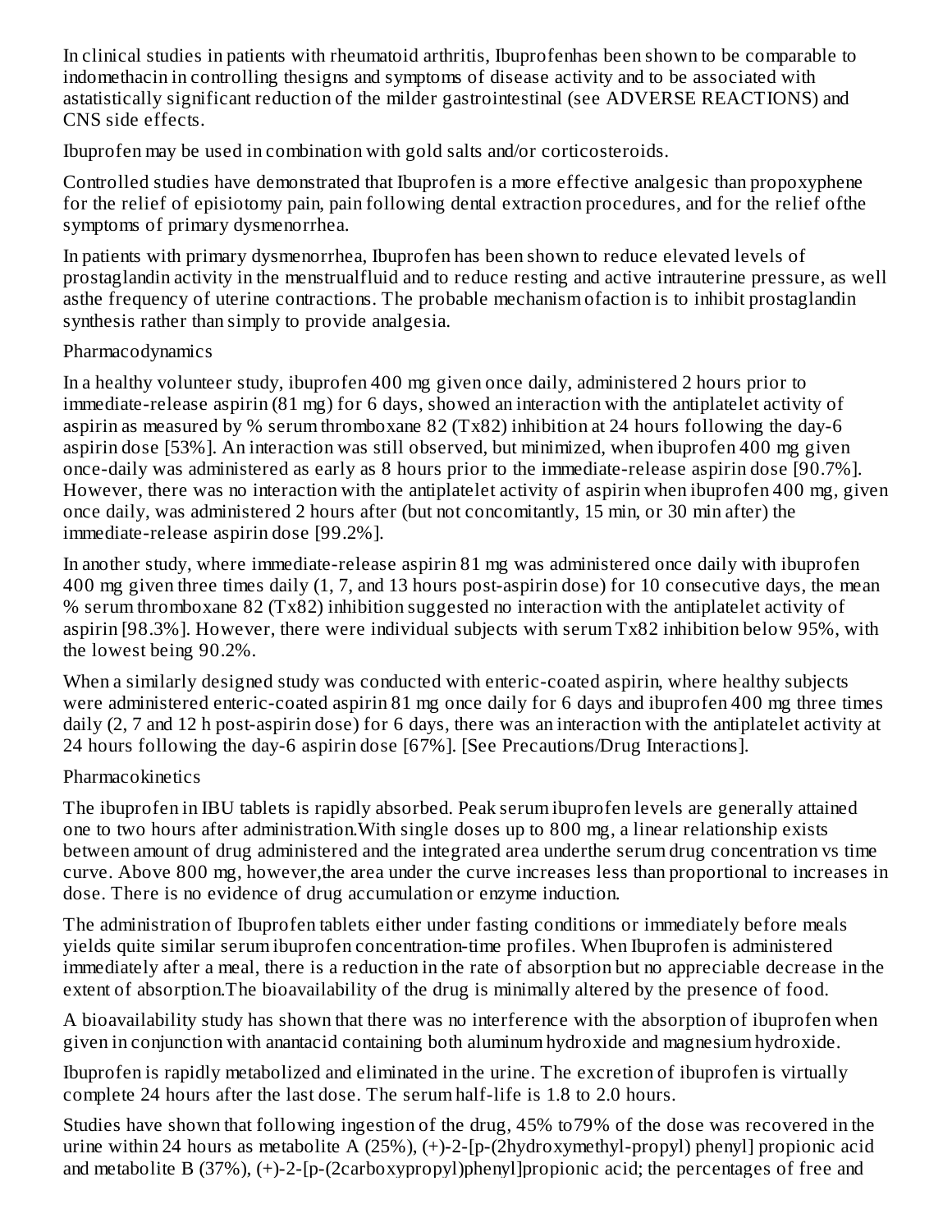In clinical studies in patients with rheumatoid arthritis, Ibuprofenhas been shown to be comparable to indomethacin in controlling thesigns and symptoms of disease activity and to be associated with astatistically significant reduction of the milder gastrointestinal (see ADVERSE REACTIONS) and CNS side effects.

Ibuprofen may be used in combination with gold salts and/or corticosteroids.

Controlled studies have demonstrated that Ibuprofen is a more effective analgesic than propoxyphene for the relief of episiotomy pain, pain following dental extraction procedures, and for the relief ofthe symptoms of primary dysmenorrhea.

In patients with primary dysmenorrhea, Ibuprofen has been shown to reduce elevated levels of prostaglandin activity in the menstrualfluid and to reduce resting and active intrauterine pressure, as well asthe frequency of uterine contractions. The probable mechanism ofaction is to inhibit prostaglandin synthesis rather than simply to provide analgesia.

Pharmacodynamics

In a healthy volunteer study, ibuprofen 400 mg given once daily, administered 2 hours prior to immediate-release aspirin (81 mg) for 6 days, showed an interaction with the antiplatelet activity of aspirin as measured by % serum thromboxane 82 (Tx82) inhibition at 24 hours following the day-6 aspirin dose [53%]. An interaction was still observed, but minimized, when ibuprofen 400 mg given once-daily was administered as early as 8 hours prior to the immediate-release aspirin dose [90.7%]. However, there was no interaction with the antiplatelet activity of aspirin when ibuprofen 400 mg, given once daily, was administered 2 hours after (but not concomitantly, 15 min, or 30 min after) the immediate-release aspirin dose [99.2%].

In another study, where immediate-release aspirin 81 mg was administered once daily with ibuprofen 400 mg given three times daily (1, 7, and 13 hours post-aspirin dose) for 10 consecutive days, the mean % serum thromboxane 82 (Tx82) inhibition suggested no interaction with the antiplatelet activity of aspirin [98.3%]. However, there were individual subjects with serum Tx82 inhibition below 95%, with the lowest being 90.2%.

When a similarly designed study was conducted with enteric-coated aspirin, where healthy subjects were administered enteric-coated aspirin 81 mg once daily for 6 days and ibuprofen 400 mg three times daily (2, 7 and 12 h post-aspirin dose) for 6 days, there was an interaction with the antiplatelet activity at 24 hours following the day-6 aspirin dose [67%]. [See Precautions/Drug Interactions].

Pharmacokinetics

The ibuprofen in IBU tablets is rapidly absorbed. Peak serum ibuprofen levels are generally attained one to two hours after administration.With single doses up to 800 mg, a linear relationship exists between amount of drug administered and the integrated area underthe serum drug concentration vs time curve. Above 800 mg, however,the area under the curve increases less than proportional to increases in dose. There is no evidence of drug accumulation or enzyme induction.

The administration of Ibuprofen tablets either under fasting conditions or immediately before meals yields quite similar serum ibuprofen concentration-time profiles. When Ibuprofen is administered immediately after a meal, there is a reduction in the rate of absorption but no appreciable decrease in the extent of absorption.The bioavailability of the drug is minimally altered by the presence of food.

A bioavailability study has shown that there was no interference with the absorption of ibuprofen when given in conjunction with anantacid containing both aluminum hydroxide and magnesium hydroxide.

Ibuprofen is rapidly metabolized and eliminated in the urine. The excretion of ibuprofen is virtually complete 24 hours after the last dose. The serum half-life is 1.8 to 2.0 hours.

Studies have shown that following ingestion of the drug, 45% to79% of the dose was recovered in the urine within 24 hours as metabolite A (25%), (+)-2-[p-(2hydroxymethyl-propyl) phenyl] propionic acid and metabolite B (37%), (+)-2-[p-(2carboxypropyl)phenyl]propionic acid; the percentages of free and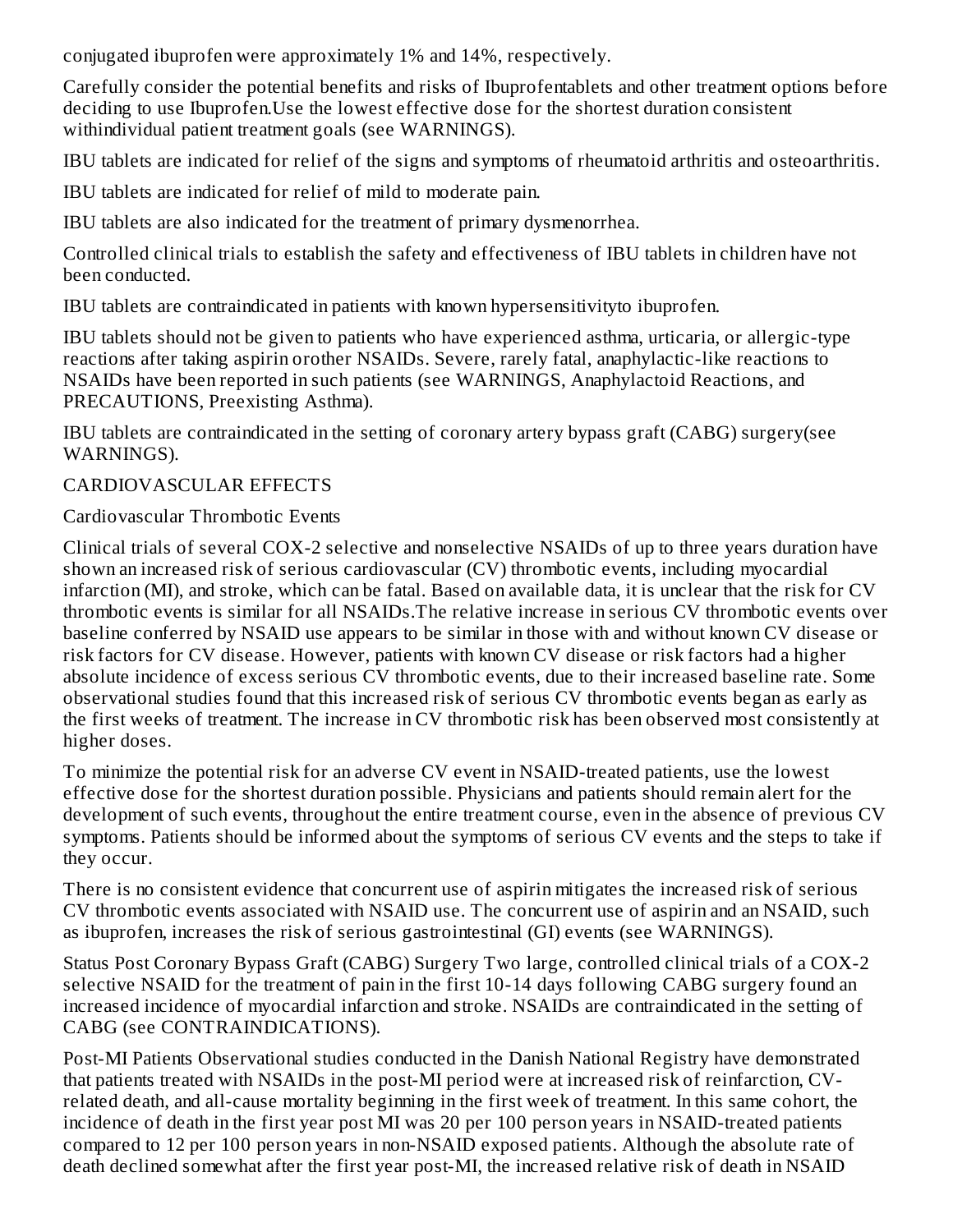conjugated ibuprofen were approximately 1% and 14%, respectively.

Carefully consider the potential benefits and risks of Ibuprofentablets and other treatment options before deciding to use Ibuprofen.Use the lowest effective dose for the shortest duration consistent withindividual patient treatment goals (see WARNINGS).

IBU tablets are indicated for relief of the signs and symptoms of rheumatoid arthritis and osteoarthritis.

IBU tablets are indicated for relief of mild to moderate pain.

IBU tablets are also indicated for the treatment of primary dysmenorrhea.

Controlled clinical trials to establish the safety and effectiveness of IBU tablets in children have not been conducted.

IBU tablets are contraindicated in patients with known hypersensitivityto ibuprofen.

IBU tablets should not be given to patients who have experienced asthma, urticaria, or allergic-type reactions after taking aspirin orother NSAIDs. Severe, rarely fatal, anaphylactic-like reactions to NSAIDs have been reported in such patients (see WARNINGS, Anaphylactoid Reactions, and PRECAUTIONS, Preexisting Asthma).

IBU tablets are contraindicated in the setting of coronary artery bypass graft (CABG) surgery(see WARNINGS).

CARDIOVASCULAR EFFECTS

Cardiovascular Thrombotic Events

Clinical trials of several COX-2 selective and nonselective NSAIDs of up to three years duration have shown an increased risk of serious cardiovascular (CV) thrombotic events, including myocardial infarction (MI), and stroke, which can be fatal. Based on available data, it is unclear that the risk for CV thrombotic events is similar for all NSAIDs.The relative increase in serious CV thrombotic events over baseline conferred by NSAID use appears to be similar in those with and without known CV disease or risk factors for CV disease. However, patients with known CV disease or risk factors had a higher absolute incidence of excess serious CV thrombotic events, due to their increased baseline rate. Some observational studies found that this increased risk of serious CV thrombotic events began as early as the first weeks of treatment. The increase in CV thrombotic risk has been observed most consistently at higher doses.

To minimize the potential risk for an adverse CV event in NSAID-treated patients, use the lowest effective dose for the shortest duration possible. Physicians and patients should remain alert for the development of such events, throughout the entire treatment course, even in the absence of previous CV symptoms. Patients should be informed about the symptoms of serious CV events and the steps to take if they occur.

There is no consistent evidence that concurrent use of aspirin mitigates the increased risk of serious CV thrombotic events associated with NSAID use. The concurrent use of aspirin and an NSAID, such as ibuprofen, increases the risk of serious gastrointestinal (GI) events (see WARNINGS).

Status Post Coronary Bypass Graft (CABG) Surgery Two large, controlled clinical trials of a COX-2 selective NSAID for the treatment of pain in the first 10-14 days following CABG surgery found an increased incidence of myocardial infarction and stroke. NSAIDs are contraindicated in the setting of CABG (see CONTRAINDICATIONS).

Post-MI Patients Observational studies conducted in the Danish National Registry have demonstrated that patients treated with NSAIDs in the post-MI period were at increased risk of reinfarction, CV-related death, and all-cause mortality beginning in the first week of treatment. In this same cohort, the incidence of death in the first year post MI was 20 per 100 person years in NSAID-treated patients compared to 12 per 100 person years in non-NSAID exposed patients. Although the absolute rate of death declined somewhat after the first year post-MI, the increased relative risk of death in NSAID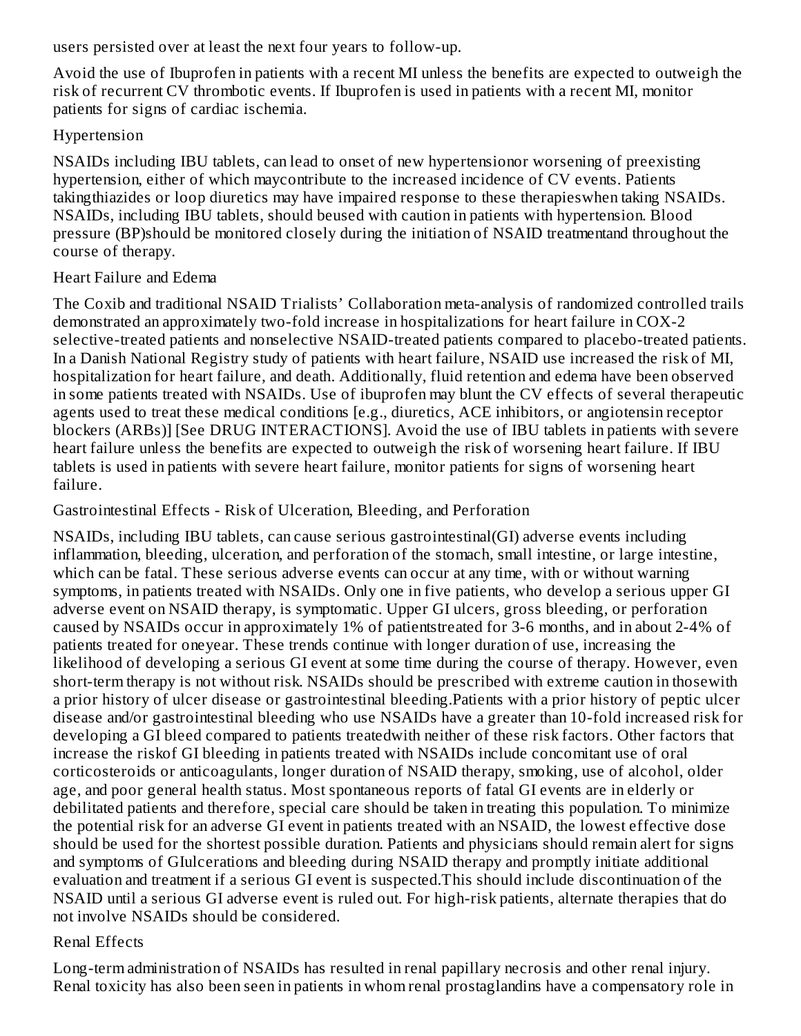users persisted over at least the next four years to follow-up.

Avoid the use of Ibuprofen in patients with a recent MI unless the benefits are expected to outweigh the risk of recurrent CV thrombotic events. If Ibuprofen is used in patients with a recent MI, monitor patients for signs of cardiac ischemia.

### Hypertension

NSAIDs including IBU tablets, can lead to onset of new hypertensionor worsening of preexisting hypertension, either of which maycontribute to the increased incidence of CV events. Patients takingthiazides or loop diuretics may have impaired response to these therapieswhen taking NSAIDs. NSAIDs, including IBU tablets, should beused with caution in patients with hypertension. Blood pressure (BP)should be monitored closely during the initiation of NSAID treatmentand throughout the course of therapy.

### Heart Failure and Edema

The Coxib and traditional NSAID Trialists' Collaboration meta-analysis of randomized controlled trails demonstrated an approximately two-fold increase in hospitalizations for heart failure in COX-2 selective-treated patients and nonselective NSAID-treated patients compared to placebo-treated patients. In a Danish National Registry study of patients with heart failure, NSAID use increased the risk of MI, hospitalization for heart failure, and death. Additionally, fluid retention and edema have been observed in some patients treated with NSAIDs. Use of ibuprofen may blunt the CV effects of several therapeutic agents used to treat these medical conditions [e.g., diuretics, ACE inhibitors, or angiotensin receptor blockers (ARBs)] [See DRUG INTERACTIONS]. Avoid the use of IBU tablets in patients with severe heart failure unless the benefits are expected to outweigh the risk of worsening heart failure. If IBU tablets is used in patients with severe heart failure, monitor patients for signs of worsening heart failure.

### Gastrointestinal Effects - Risk of Ulceration, Bleeding, and Perforation

NSAIDs, including IBU tablets, can cause serious gastrointestinal(GI) adverse events including inflammation, bleeding, ulceration, and perforation of the stomach, small intestine, or large intestine, which can be fatal. These serious adverse events can occur at any time, with or without warning symptoms, in patients treated with NSAIDs. Only one in five patients, who develop a serious upper GI adverse event on NSAID therapy, is symptomatic. Upper GI ulcers, gross bleeding, or perforation caused by NSAIDs occur in approximately 1% of patientstreated for 3-6 months, and in about 2-4% of patients treated for oneyear. These trends continue with longer duration of use, increasing the likelihood of developing a serious GI event at some time during the course of therapy. However, even short-term therapy is not without risk. NSAIDs should be prescribed with extreme caution in thosewith a prior history of ulcer disease or gastrointestinal bleeding.Patients with a prior history of peptic ulcer disease and/or gastrointestinal bleeding who use NSAIDs have a greater than 10-fold increased risk for developing a GI bleed compared to patients treatedwith neither of these risk factors. Other factors that increase the riskof GI bleeding in patients treated with NSAIDs include concomitant use of oral corticosteroids or anticoagulants, longer duration of NSAID therapy, smoking, use of alcohol, older age, and poor general health status. Most spontaneous reports of fatal GI events are in elderly or debilitated patients and therefore, special care should be taken in treating this population. To minimize the potential risk for an adverse GI event in patients treated with an NSAID, the lowest effective dose should be used for the shortest possible duration. Patients and physicians should remain alert for signs and symptoms of GIulcerations and bleeding during NSAID therapy and promptly initiate additional evaluation and treatment if a serious GI event is suspected.This should include discontinuation of the NSAID until a serious GI adverse event is ruled out. For high-risk patients, alternate therapies that do not involve NSAIDs should be considered.

### Renal Effects

Long-term administration of NSAIDs has resulted in renal papillary necrosis and other renal injury. Renal toxicity has also been seen in patients in whom renal prostaglandins have a compensatory role in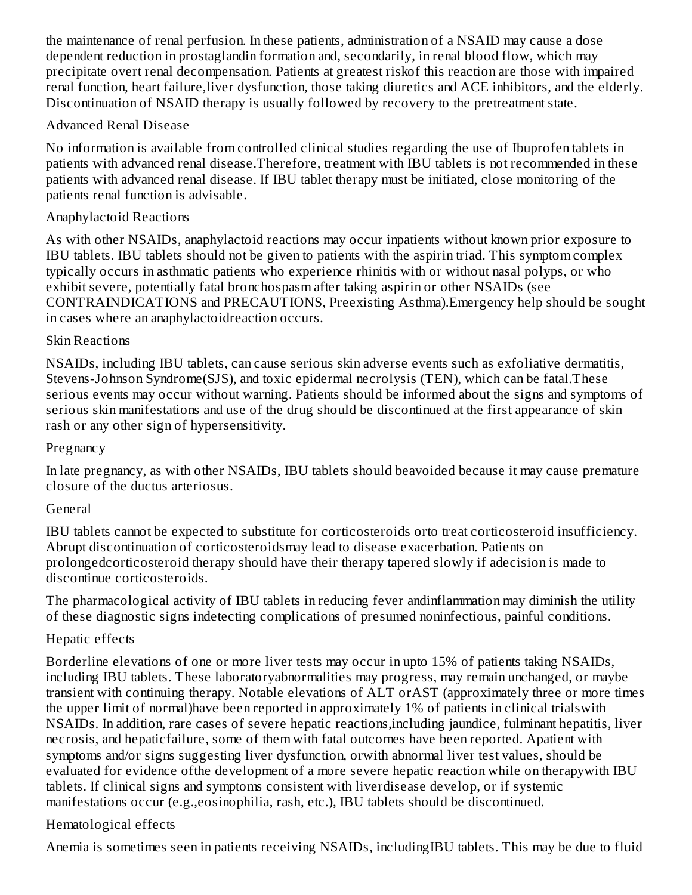the maintenance of renal perfusion. In these patients, administration of a NSAID may cause a dose dependent reduction in prostaglandin formation and, secondarily, in renal blood flow, which may precipitate overt renal decompensation. Patients at greatest riskof this reaction are those with impaired renal function, heart failure,liver dysfunction, those taking diuretics and ACE inhibitors, and the elderly. Discontinuation of NSAID therapy is usually followed by recovery to the pretreatment state.

### Advanced Renal Disease

No information is available from controlled clinical studies regarding the use of Ibuprofen tablets in patients with advanced renal disease.Therefore, treatment with IBU tablets is not recommended in these patients with advanced renal disease. If IBU tablet therapy must be initiated, close monitoring of the patients renal function is advisable.

### Anaphylactoid Reactions

As with other NSAIDs, anaphylactoid reactions may occur inpatients without known prior exposure to IBU tablets. IBU tablets should not be given to patients with the aspirin triad. This symptom complex typically occurs in asthmatic patients who experience rhinitis with or without nasal polyps, or who exhibit severe, potentially fatal bronchospasm after taking aspirin or other NSAIDs (see CONTRAINDICATIONS and PRECAUTIONS, Preexisting Asthma).Emergency help should be sought in cases where an anaphylactoidreaction occurs.

### Skin Reactions

NSAIDs, including IBU tablets, can cause serious skin adverse events such as exfoliative dermatitis, Stevens-Johnson Syndrome(SJS), and toxic epidermal necrolysis (TEN), which can be fatal.These serious events may occur without warning. Patients should be informed about the signs and symptoms of serious skin manifestations and use of the drug should be discontinued at the first appearance of skin rash or any other sign of hypersensitivity.

### Pregnancy

In late pregnancy, as with other NSAIDs, IBU tablets should beavoided because it may cause premature closure of the ductus arteriosus.

### General

IBU tablets cannot be expected to substitute for corticosteroids orto treat corticosteroid insufficiency. Abrupt discontinuation of corticosteroidsmay lead to disease exacerbation. Patients on prolongedcorticosteroid therapy should have their therapy tapered slowly if adecision is made to discontinue corticosteroids.

The pharmacological activity of IBU tablets in reducing fever andinflammation may diminish the utility of these diagnostic signs indetecting complications of presumed noninfectious, painful conditions.

### Hepatic effects

Borderline elevations of one or more liver tests may occur in upto 15% of patients taking NSAIDs, including IBU tablets. These laboratoryabnormalities may progress, may remain unchanged, or maybe transient with continuing therapy. Notable elevations of ALT orAST (approximately three or more times the upper limit of normal)have been reported in approximately 1% of patients in clinical trialswith NSAIDs. In addition, rare cases of severe hepatic reactions,including jaundice, fulminant hepatitis, liver necrosis, and hepaticfailure, some of them with fatal outcomes have been reported. Apatient with symptoms and/or signs suggesting liver dysfunction, orwith abnormal liver test values, should be evaluated for evidence ofthe development of a more severe hepatic reaction while on therapywith IBU tablets. If clinical signs and symptoms consistent with liverdisease develop, or if systemic manifestations occur (e.g.,eosinophilia, rash, etc.), IBU tablets should be discontinued.

### Hematological effects

Anemia is sometimes seen in patients receiving NSAIDs, includingIBU tablets. This may be due to fluid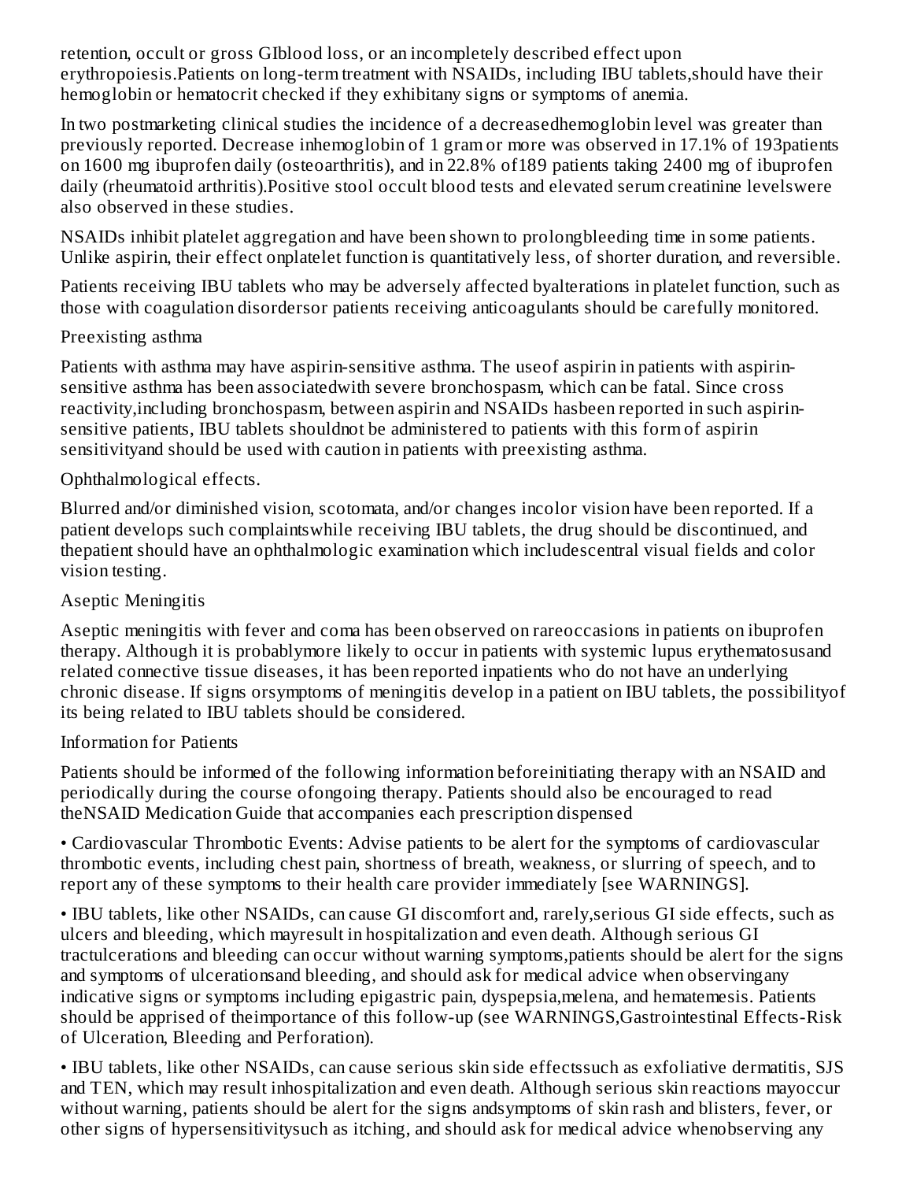retention, occult or gross GIblood loss, or an incompletely described effect upon erythropoiesis.Patients on long-term treatment with NSAIDs, including IBU tablets,should have their hemoglobin or hematocrit checked if they exhibitany signs or symptoms of anemia.

In two postmarketing clinical studies the incidence of a decreasedhemoglobin level was greater than previously reported. Decrease inhemoglobin of 1 gram or more was observed in 17.1% of 193patients on 1600 mg ibuprofen daily (osteoarthritis), and in 22.8% of189 patients taking 2400 mg of ibuprofen daily (rheumatoid arthritis).Positive stool occult blood tests and elevated serum creatinine levelswere also observed in these studies.

NSAIDs inhibit platelet aggregation and have been shown to prolongbleeding time in some patients. Unlike aspirin, their effect onplatelet function is quantitatively less, of shorter duration, and reversible.

Patients receiving IBU tablets who may be adversely affected byalterations in platelet function, such as those with coagulation disordersor patients receiving anticoagulants should be carefully monitored.

Preexisting asthma

Patients with asthma may have aspirin-sensitive asthma. The useof aspirin in patients with aspirin-sensitive asthma has been associatedwith severe bronchospasm, which can be fatal. Since cross reactivity,including bronchospasm, between aspirin and NSAIDs hasbeen reported in such aspirin-sensitive patients, IBU tablets shouldnot be administered to patients with this form of aspirin sensitivityand should be used with caution in patients with preexisting asthma.

Ophthalmological effects.

Blurred and/or diminished vision, scotomata, and/or changes incolor vision have been reported. If a patient develops such complaintswhile receiving IBU tablets, the drug should be discontinued, and thepatient should have an ophthalmologic examination which includescentral visual fields and color vision testing.

Aseptic Meningitis

Aseptic meningitis with fever and coma has been observed on rareoccasions in patients on ibuprofen therapy. Although it is probablymore likely to occur in patients with systemic lupus erythematosusand related connective tissue diseases, it has been reported inpatients who do not have an underlying chronic disease. If signs orsymptoms of meningitis develop in a patient on IBU tablets, the possibilityof its being related to IBU tablets should be considered.

Information for Patients

Patients should be informed of the following information beforeinitiating therapy with an NSAID and periodically during the course ofongoing therapy. Patients should also be encouraged to read theNSAID Medication Guide that accompanies each prescription dispensed

- Cardiovascular Thrombotic Events: Advise patients to be alert for the symptoms of cardiovascular thrombotic events, including chest pain, shortness of breath, weakness, or slurring of speech, and to report any of these symptoms to their health care provider immediately [see WARNINGS].

- IBU tablets, like other NSAIDs, can cause GI discomfort and, rarely,serious GI side effects, such as ulcers and bleeding, which mayresult in hospitalization and even death. Although serious GI tractulcerations and bleeding can occur without warning symptoms,patients should be alert for the signs and symptoms of ulcerationsand bleeding, and should ask for medical advice when observingany indicative signs or symptoms including epigastric pain, dyspepsia,melena, and hematemesis. Patients should be apprised of theimportance of this follow-up (see WARNINGS,Gastrointestinal Effects-Risk of Ulceration, Bleeding and Perforation).

- IBU tablets, like other NSAIDs, can cause serious skin side effectssuch as exfoliative dermatitis, SJS and TEN, which may result inhospitalization and even death. Although serious skin reactions mayoccur without warning, patients should be alert for the signs andsymptoms of skin rash and blisters, fever, or other signs of hypersensitivitysuch as itching, and should ask for medical advice whenobserving any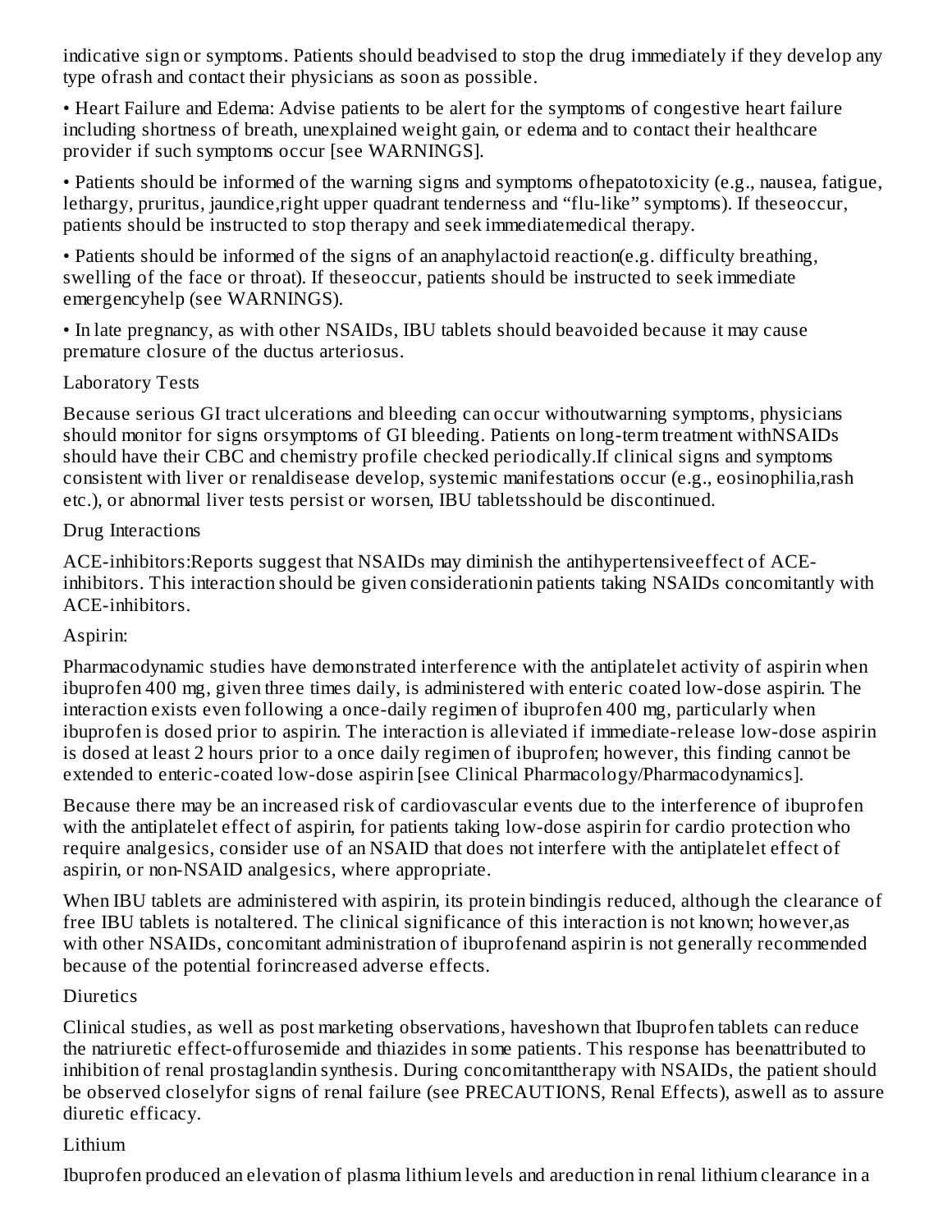indicative sign or symptoms. Patients should beadvised to stop the drug immediately if they develop any type ofrash and contact their physicians as soon as possible.

• Heart Failure and Edema: Advise patients to be alert for the symptoms of congestive heart failure including shortness of breath, unexplained weight gain, or edema and to contact their healthcare provider if such symptoms occur [see WARNINGS].

• Patients should be informed of the warning signs and symptoms ofhepatotoxicity (e.g., nausea, fatigue, lethargy, pruritus, jaundice,right upper quadrant tenderness and "flu-like" symptoms). If theseoccur, patients should be instructed to stop therapy and seek immediatemedical therapy.

• Patients should be informed of the signs of an anaphylactoid reaction(e.g. difficulty breathing, swelling of the face or throat). If theseoccur, patients should be instructed to seek immediate emergencyhelp (see WARNINGS).

• In late pregnancy, as with other NSAIDs, IBU tablets should beavoided because it may cause premature closure of the ductus arteriosus.

Laboratory Tests

Because serious GI tract ulcerations and bleeding can occur withoutwarning symptoms, physicians should monitor for signs orsymptoms of GI bleeding. Patients on long-term treatment withNSAIDs should have their CBC and chemistry profile checked periodically.If clinical signs and symptoms consistent with liver or renaldisease develop, systemic manifestations occur (e.g., eosinophilia,rash etc.), or abnormal liver tests persist or worsen, IBU tabletsshould be discontinued.

Drug Interactions

ACE-inhibitors:Reports suggest that NSAIDs may diminish the antihypertensiveeffect of ACE-inhibitors. This interaction should be given considerationin patients taking NSAIDs concomitantly with ACE-inhibitors.

Aspirin:

Pharmacodynamic studies have demonstrated interference with the antiplatelet activity of aspirin when ibuprofen 400 mg, given three times daily, is administered with enteric coated low-dose aspirin. The interaction exists even following a once-daily regimen of ibuprofen 400 mg, particularly when ibuprofen is dosed prior to aspirin. The interaction is alleviated if immediate-release low-dose aspirin is dosed at least 2 hours prior to a once daily regimen of ibuprofen; however, this finding cannot be extended to enteric-coated low-dose aspirin [see Clinical Pharmacology/Pharmacodynamics].

Because there may be an increased risk of cardiovascular events due to the interference of ibuprofen with the antiplatelet effect of aspirin, for patients taking low-dose aspirin for cardio protection who require analgesics, consider use of an NSAID that does not interfere with the antiplatelet effect of aspirin, or non-NSAID analgesics, where appropriate.

When IBU tablets are administered with aspirin, its protein bindingis reduced, although the clearance of free IBU tablets is notaltered. The clinical significance of this interaction is not known; however,as with other NSAIDs, concomitant administration of ibuprofenand aspirin is not generally recommended because of the potential forincreased adverse effects.

Diuretics

Clinical studies, as well as post marketing observations, haveshown that Ibuprofen tablets can reduce the natriuretic effect-offurosemide and thiazides in some patients. This response has beenattributed to inhibition of renal prostaglandin synthesis. During concomitanttherapy with NSAIDs, the patient should be observed closelyfor signs of renal failure (see PRECAUTIONS, Renal Effects), aswell as to assure diuretic efficacy.

Lithium

Ibuprofen produced an elevation of plasma lithium levels and areduction in renal lithium clearance in a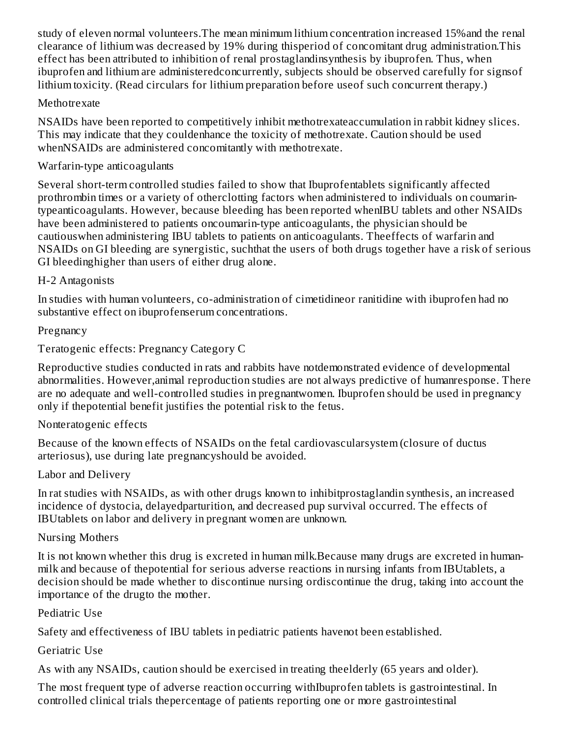study of eleven normal volunteers.The mean minimum lithium concentration increased 15%and the renal clearance of lithium was decreased by 19% during thisperiod of concomitant drug administration.This effect has been attributed to inhibition of renal prostaglandinsynthesis by ibuprofen. Thus, when ibuprofen and lithium are administeredconcurrently, subjects should be observed carefully for signsof lithium toxicity. (Read circulars for lithium preparation before useof such concurrent therapy.)

### Methotrexate

NSAIDs have been reported to competitively inhibit methotrexateaccumulation in rabbit kidney slices. This may indicate that they couldenhance the toxicity of methotrexate. Caution should be used whenNSAIDs are administered concomitantly with methotrexate.

### Warfarin-type anticoagulants

Several short-term controlled studies failed to show that Ibuprofentablets significantly affected prothrombin times or a variety of otherclotting factors when administered to individuals on coumarin-typeanticoagulants. However, because bleeding has been reported whenIBU tablets and other NSAIDs have been administered to patients oncoumarin-type anticoagulants, the physician should be cautiouswhen administering IBU tablets to patients on anticoagulants. Theeffects of warfarin and NSAIDs on GI bleeding are synergistic, suchthat the users of both drugs together have a risk of serious GI bleedinghigher than users of either drug alone.

### H-2 Antagonists

In studies with human volunteers, co-administration of cimetidineor ranitidine with ibuprofen had no substantive effect on ibuprofenserum concentrations.

### Pregnancy

Teratogenic effects: Pregnancy Category C

Reproductive studies conducted in rats and rabbits have notdemonstrated evidence of developmental abnormalities. However,animal reproduction studies are not always predictive of humanresponse. There are no adequate and well-controlled studies in pregnantwomen. Ibuprofen should be used in pregnancy only if thepotential benefit justifies the potential risk to the fetus.

### Nonteratogenic effects

Because of the known effects of NSAIDs on the fetal cardiovascularsystem (closure of ductus arteriosus), use during late pregnancyshould be avoided.

### Labor and Delivery

In rat studies with NSAIDs, as with other drugs known to inhibitprostaglandin synthesis, an increased incidence of dystocia, delayedparturition, and decreased pup survival occurred. The effects of IBUtablets on labor and delivery in pregnant women are unknown.

### Nursing Mothers

It is not known whether this drug is excreted in human milk.Because many drugs are excreted in human-milk and because of thepotential for serious adverse reactions in nursing infants from IBUtablets, a decision should be made whether to discontinue nursing ordiscontinue the drug, taking into account the importance of the drugto the mother.

### Pediatric Use

Safety and effectiveness of IBU tablets in pediatric patients havenot been established.

### Geriatric Use

As with any NSAIDs, caution should be exercised in treating theelderly (65 years and older).

The most frequent type of adverse reaction occurring withIbuprofen tablets is gastrointestinal. In controlled clinical trials thepercentage of patients reporting one or more gastrointestinal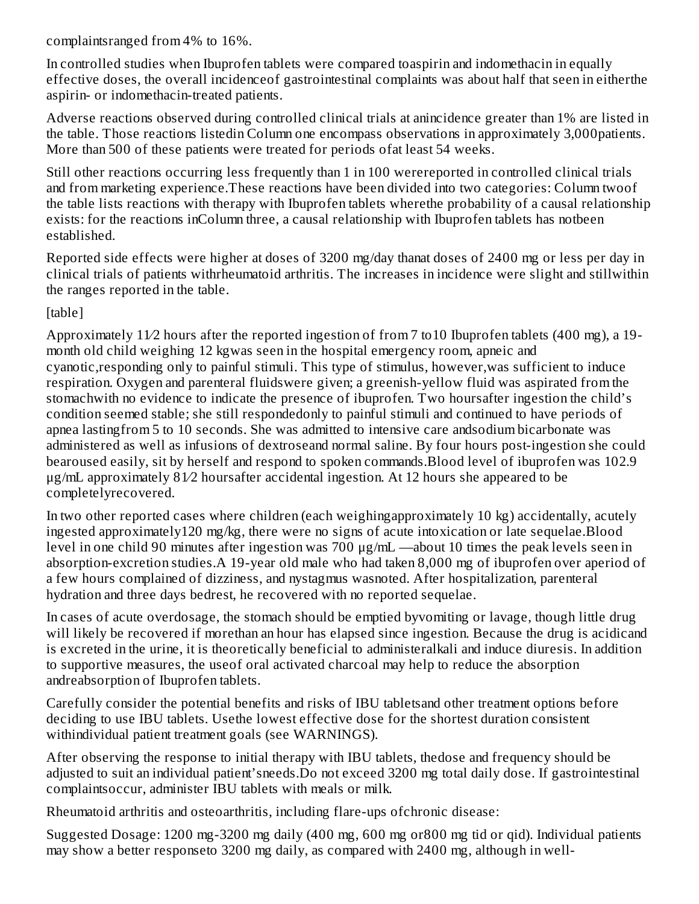complaintsranged from 4% to 16%.

In controlled studies when Ibuprofen tablets were compared toaspirin and indomethacin in equally effective doses, the overall incidenceof gastrointestinal complaints was about half that seen in eitherthe aspirin- or indomethacin-treated patients.

Adverse reactions observed during controlled clinical trials at anincidence greater than 1% are listed in the table. Those reactions listedin Column one encompass observations in approximately 3,000patients. More than 500 of these patients were treated for periods ofat least 54 weeks.

Still other reactions occurring less frequently than 1 in 100 werereported in controlled clinical trials and from marketing experience.These reactions have been divided into two categories: Column twoof the table lists reactions with therapy with Ibuprofen tablets wherethe probability of a causal relationship exists: for the reactions inColumn three, a causal relationship with Ibuprofen tablets has notbeen established.

Reported side effects were higher at doses of 3200 mg/day thanat doses of 2400 mg or less per day in clinical trials of patients withrheumatoid arthritis. The increases in incidence were slight and stillwithin the ranges reported in the table.

[table]

Approximately 11⁄2 hours after the reported ingestion of from 7 to10 Ibuprofen tablets (400 mg), a 19-month old child weighing 12 kgwas seen in the hospital emergency room, apneic and cyanotic,responding only to painful stimuli. This type of stimulus, however,was sufficient to induce respiration. Oxygen and parenteral fluidswere given; a greenish-yellow fluid was aspirated from the stomachwith no evidence to indicate the presence of ibuprofen. Two hoursafter ingestion the child's condition seemed stable; she still respondedonly to painful stimuli and continued to have periods of apnea lastingfrom 5 to 10 seconds. She was admitted to intensive care andsodium bicarbonate was administered as well as infusions of dextroseand normal saline. By four hours post-ingestion she could bearoused easily, sit by herself and respond to spoken commands.Blood level of ibuprofen was 102.9 μg/mL approximately 81⁄2 hoursafter accidental ingestion. At 12 hours she appeared to be completelyrecovered.

In two other reported cases where children (each weighingapproximately 10 kg) accidentally, acutely ingested approximately120 mg/kg, there were no signs of acute intoxication or late sequelae.Blood level in one child 90 minutes after ingestion was 700 μg/mL —about 10 times the peak levels seen in absorption-excretion studies.A 19-year old male who had taken 8,000 mg of ibuprofen over aperiod of a few hours complained of dizziness, and nystagmus wasnoted. After hospitalization, parenteral hydration and three days bedrest, he recovered with no reported sequelae.

In cases of acute overdosage, the stomach should be emptied byvomiting or lavage, though little drug will likely be recovered if morethan an hour has elapsed since ingestion. Because the drug is acidicand is excreted in the urine, it is theoretically beneficial to administeralkali and induce diuresis. In addition to supportive measures, the useof oral activated charcoal may help to reduce the absorption andreabsorption of Ibuprofen tablets.

Carefully consider the potential benefits and risks of IBU tabletsand other treatment options before deciding to use IBU tablets. Usethe lowest effective dose for the shortest duration consistent withindividual patient treatment goals (see WARNINGS).

After observing the response to initial therapy with IBU tablets, thedose and frequency should be adjusted to suit an individual patient'sneeds.Do not exceed 3200 mg total daily dose. If gastrointestinal complaintsoccur, administer IBU tablets with meals or milk.

Rheumatoid arthritis and osteoarthritis, including flare-ups ofchronic disease:

Suggested Dosage: 1200 mg-3200 mg daily (400 mg, 600 mg or800 mg tid or qid). Individual patients may show a better responseto 3200 mg daily, as compared with 2400 mg, although in well-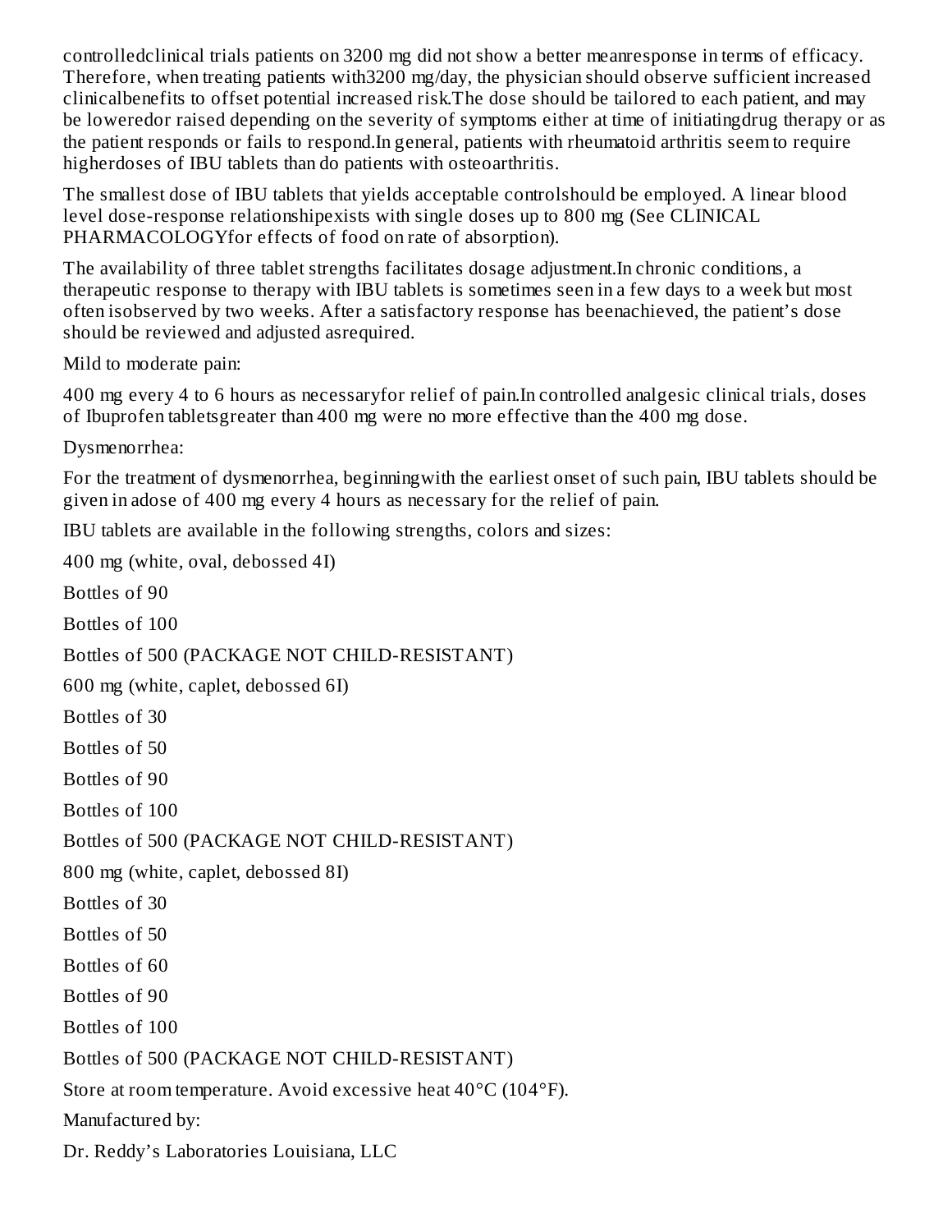controlledclinical trials patients on 3200 mg did not show a better meanresponse in terms of efficacy. Therefore, when treating patients with3200 mg/day, the physician should observe sufficient increased clinicalbenefits to offset potential increased risk.The dose should be tailored to each patient, and may be loweredor raised depending on the severity of symptoms either at time of initiatingdrug therapy or as the patient responds or fails to respond.In general, patients with rheumatoid arthritis seem to require higherdoses of IBU tablets than do patients with osteoarthritis.

The smallest dose of IBU tablets that yields acceptable controlshould be employed. A linear blood level dose-response relationshipexists with single doses up to 800 mg (See CLINICAL PHARMACOLOGYfor effects of food on rate of absorption).

The availability of three tablet strengths facilitates dosage adjustment.In chronic conditions, a therapeutic response to therapy with IBU tablets is sometimes seen in a few days to a week but most often isobserved by two weeks. After a satisfactory response has beenachieved, the patient's dose should be reviewed and adjusted asrequired.

Mild to moderate pain:

400 mg every 4 to 6 hours as necessaryfor relief of pain.In controlled analgesic clinical trials, doses of Ibuprofen tabletsgreater than 400 mg were no more effective than the 400 mg dose.

Dysmenorrhea:

For the treatment of dysmenorrhea, beginningwith the earliest onset of such pain, IBU tablets should be given in adose of 400 mg every 4 hours as necessary for the relief of pain.

IBU tablets are available in the following strengths, colors and sizes:

400 mg (white, oval, debossed 4I)

Bottles of 90

Bottles of 100

Bottles of 500 (PACKAGE NOT CHILD-RESISTANT)

600 mg (white, caplet, debossed 6I)

Bottles of 30

Bottles of 50

Bottles of 90

Bottles of 100

Bottles of 500 (PACKAGE NOT CHILD-RESISTANT)

800 mg (white, caplet, debossed 8I)

Bottles of 30

Bottles of 50

Bottles of 60

Bottles of 90

Bottles of 100

Bottles of 500 (PACKAGE NOT CHILD-RESISTANT)

Store at room temperature. Avoid excessive heat 40°C (104°F).

Manufactured by:

Dr. Reddy's Laboratories Louisiana, LLC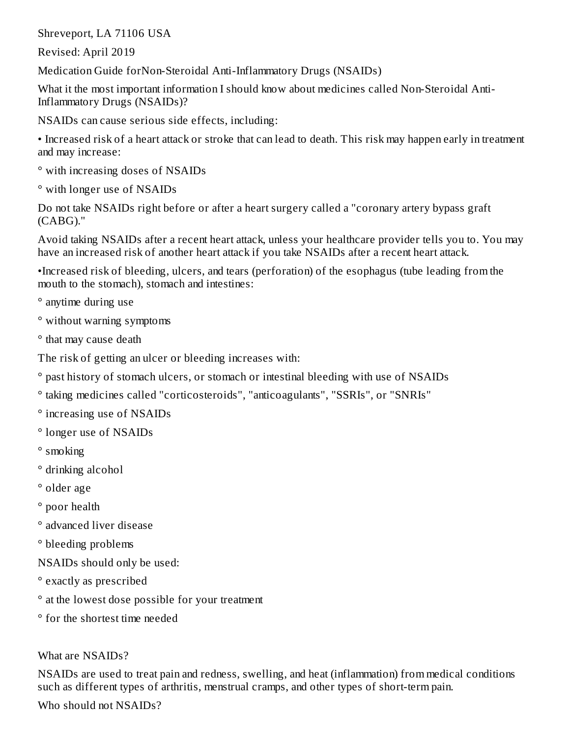Shreveport, LA 71106 USA

Revised: April 2019

## Medication Guide forNon-Steroidal Anti-Inflammatory Drugs (NSAIDs)

### What it the most important information I should know about medicines called Non-Steroidal Anti-Inflammatory Drugs (NSAIDs)?

NSAIDs can cause serious side effects, including:

- Increased risk of a heart attack or stroke that can lead to death. This risk may happen early in treatment and may increase:
  - with increasing doses of NSAIDs
  - with longer use of NSAIDs

Do not take NSAIDs right before or after a heart surgery called a "coronary artery bypass graft (CABG)."

Avoid taking NSAIDs after a recent heart attack, unless your healthcare provider tells you to. You may have an increased risk of another heart attack if you take NSAIDs after a recent heart attack.

- Increased risk of bleeding, ulcers, and tears (perforation) of the esophagus (tube leading from the mouth to the stomach), stomach and intestines:
  - anytime during use
  - without warning symptoms
  - that may cause death

The risk of getting an ulcer or bleeding increases with:

- past history of stomach ulcers, or stomach or intestinal bleeding with use of NSAIDs
- taking medicines called "corticosteroids", "anticoagulants", "SSRIs", or "SNRIs"
- increasing use of NSAIDs
- longer use of NSAIDs
- smoking
- drinking alcohol
- older age
- poor health
- advanced liver disease
- bleeding problems

NSAIDs should only be used:

- exactly as prescribed
- at the lowest dose possible for your treatment
- for the shortest time needed

### What are NSAIDs?

NSAIDs are used to treat pain and redness, swelling, and heat (inflammation) from medical conditions such as different types of arthritis, menstrual cramps, and other types of short-term pain.

### Who should not NSAIDs?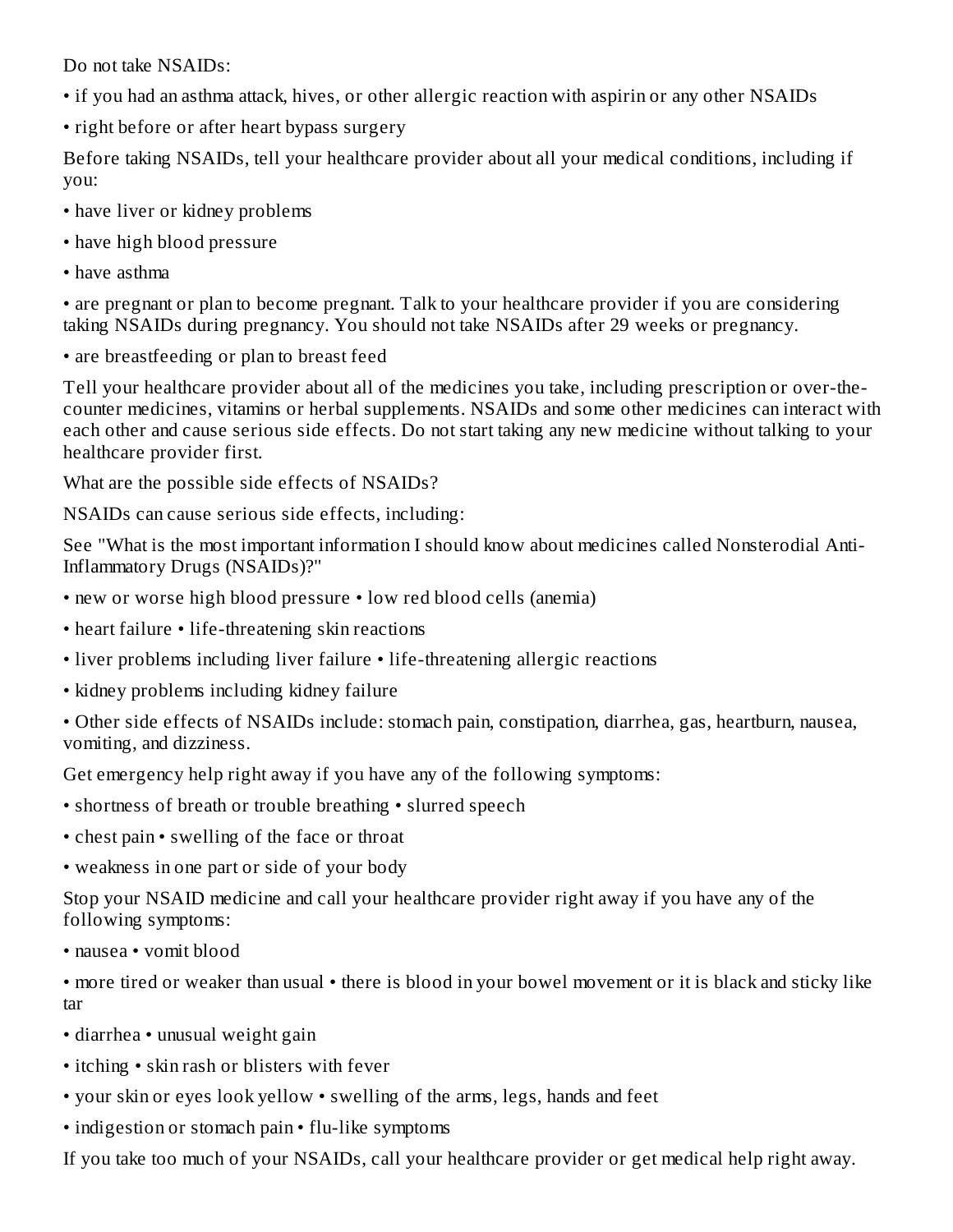Do not take NSAIDs:

- if you had an asthma attack, hives, or other allergic reaction with aspirin or any other NSAIDs
- right before or after heart bypass surgery

Before taking NSAIDs, tell your healthcare provider about all your medical conditions, including if you:

- have liver or kidney problems
- have high blood pressure
- have asthma
- are pregnant or plan to become pregnant. Talk to your healthcare provider if you are considering taking NSAIDs during pregnancy. You should not take NSAIDs after 29 weeks or pregnancy.
- are breastfeeding or plan to breast feed

Tell your healthcare provider about all of the medicines you take, including prescription or over-the-counter medicines, vitamins or herbal supplements. NSAIDs and some other medicines can interact with each other and cause serious side effects. Do not start taking any new medicine without talking to your healthcare provider first.

What are the possible side effects of NSAIDs?

NSAIDs can cause serious side effects, including:

See "What is the most important information I should know about medicines called Nonsterodial Anti-Inflammatory Drugs (NSAIDs)?"

- new or worse high blood pressure • low red blood cells (anemia)
- heart failure • life-threatening skin reactions
- liver problems including liver failure • life-threatening allergic reactions
- kidney problems including kidney failure
- Other side effects of NSAIDs include: stomach pain, constipation, diarrhea, gas, heartburn, nausea, vomiting, and dizziness.

Get emergency help right away if you have any of the following symptoms:

- shortness of breath or trouble breathing • slurred speech
- chest pain • swelling of the face or throat
- weakness in one part or side of your body

Stop your NSAID medicine and call your healthcare provider right away if you have any of the following symptoms:

- nausea • vomit blood
- more tired or weaker than usual • there is blood in your bowel movement or it is black and sticky like tar
- diarrhea • unusual weight gain
- itching • skin rash or blisters with fever
- your skin or eyes look yellow • swelling of the arms, legs, hands and feet
- indigestion or stomach pain • flu-like symptoms

If you take too much of your NSAIDs, call your healthcare provider or get medical help right away.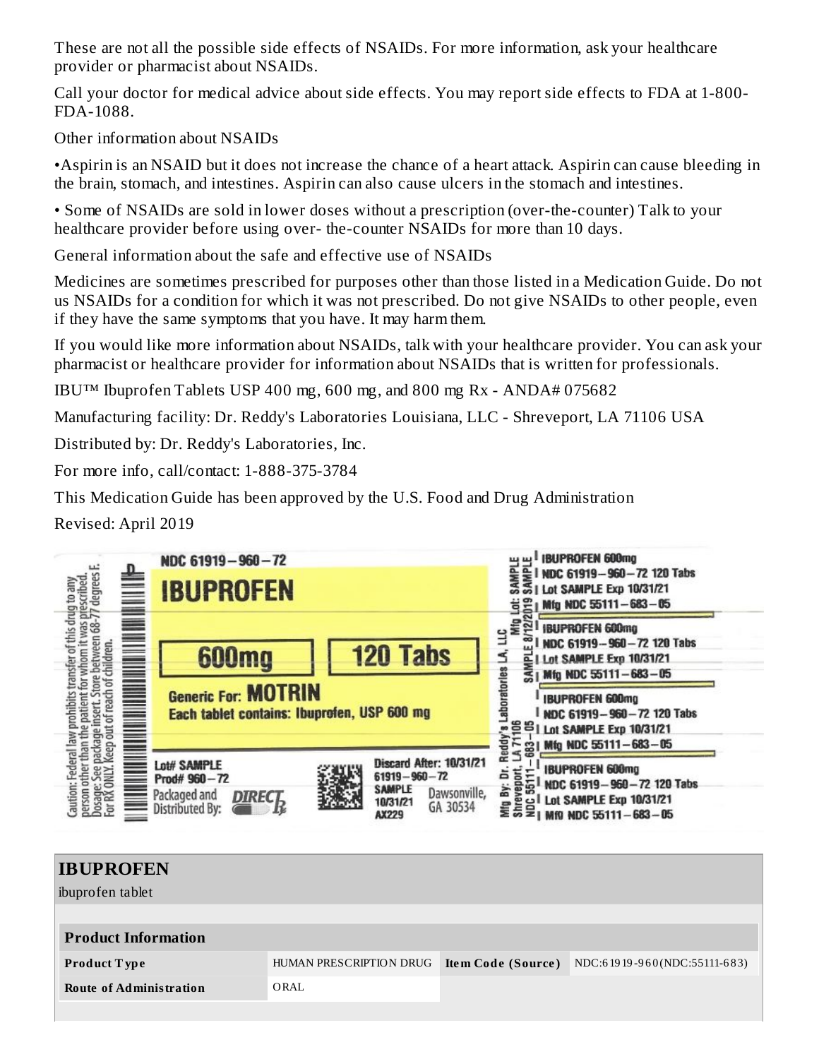These are not all the possible side effects of NSAIDs. For more information, ask your healthcare provider or pharmacist about NSAIDs.

Call your doctor for medical advice about side effects. You may report side effects to FDA at 1-800-FDA-1088.

Other information about NSAIDs

•Aspirin is an NSAID but it does not increase the chance of a heart attack. Aspirin can cause bleeding in the brain, stomach, and intestines. Aspirin can also cause ulcers in the stomach and intestines.

• Some of NSAIDs are sold in lower doses without a prescription (over-the-counter) Talk to your healthcare provider before using over- the-counter NSAIDs for more than 10 days.

General information about the safe and effective use of NSAIDs

Medicines are sometimes prescribed for purposes other than those listed in a Medication Guide. Do not us NSAIDs for a condition for which it was not prescribed. Do not give NSAIDs to other people, even if they have the same symptoms that you have. It may harm them.

If you would like more information about NSAIDs, talk with your healthcare provider. You can ask your pharmacist or healthcare provider for information about NSAIDs that is written for professionals.

IBU™ Ibuprofen Tablets USP 400 mg, 600 mg, and 800 mg Rx - ANDA# 075682

Manufacturing facility: Dr. Reddy's Laboratories Louisiana, LLC - Shreveport, LA 71106 USA

Distributed by: Dr. Reddy's Laboratories, Inc.

For more info, call/contact: 1-888-375-3784

This Medication Guide has been approved by the U.S. Food and Drug Administration

Revised: April 2019

Caution: Federal law prohibits transfer of this drug to any person other than the patient for whom it was prescribed. Dosage: See package insert. Store between 68-77 degrees F. For RX ONLY. Keep out of reach of children.

NDC 61919-960-72

IBUPROFEN

600mg | 120 Tabs

Generic For: MOTRIN

Each tablet contains: Ibuprofen, USP 600 mg

Lot# SAMPLE
Prod# 960-72
Packaged and Distributed By: DIRECT Rx

Discard After: 10/31/21
61919-960-72
SAMPLE 10/31/21 AX229
Dawsonville, GA 30534

Mfg By: Dr. Reddy's Laboratories LA, LLC Shreveport, LA 71106
NDC 55111-683-05
Mfg Lot: SAMPLE 8/12/2019 SAMPLE

IBUPROFEN 600mg
NDC 61919-960-72 120 Tabs
Lot SAMPLE Exp 10/31/21
Mfg NDC 55111-683-05

IBUPROFEN 600mg
NDC 61919-960-72 120 Tabs
Lot SAMPLE Exp 10/31/21
Mfg NDC 55111-683-05

IBUPROFEN 600mg
NDC 61919-960-72 120 Tabs
Lot SAMPLE Exp 10/31/21
Mfg NDC 55111-683-05

IBUPROFEN 600mg
NDC 61919-960-72 120 Tabs
Lot SAMPLE Exp 10/31/21
Mfg NDC 55111-683-05

## IBUPROFEN

ibuprofen tablet

| Product Information | | | |
|---|---|---|---|
| **Product Type** | HUMAN PRESCRIPTION DRUG | **Item Code (Source)** | NDC:61919-960(NDC:55111-683) |
| **Route of Administration** | ORAL | | |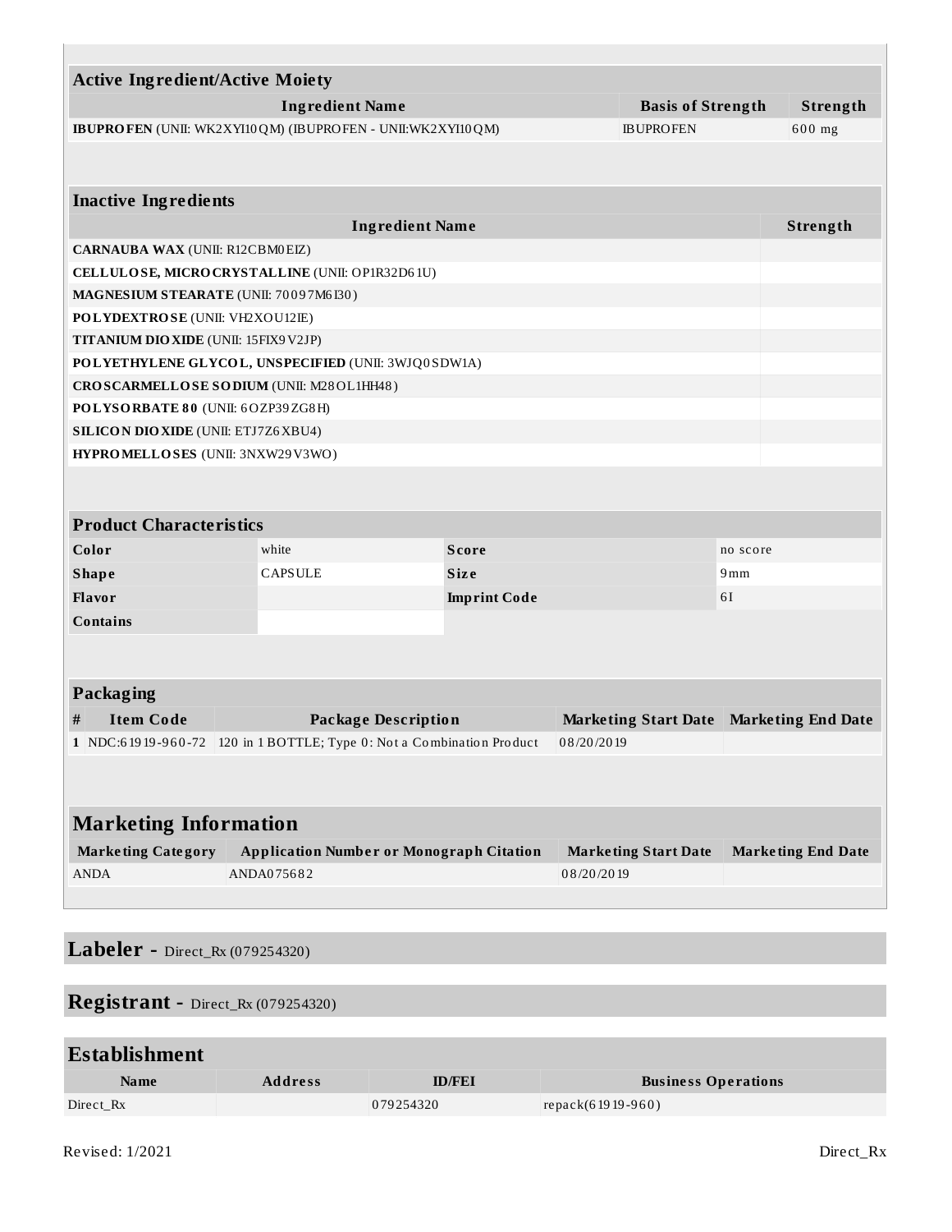| Active Ingredient/Active Moiety | | |
|---|---|---|
| **Ingredient Name** | **Basis of Strength** | **Strength** |
| **IBUPROFEN** (UNII: WK2XYI10QM) (IBUPROFEN - UNII:WK2XYI10QM) | IBUPROFEN | 600 mg |

| Inactive Ingredients | |
|---|---|
| **Ingredient Name** | **Strength** |
| **CARNAUBA WAX** (UNII: R12CBM0EIZ) | |
| **CELLULOSE, MICROCRYSTALLINE** (UNII: OP1R32D61U) | |
| **MAGNESIUM STEARATE** (UNII: 70097M6I30) | |
| **POLYDEXTROSE** (UNII: VH2XOU12IE) | |
| **TITANIUM DIOXIDE** (UNII: 15FIX9V2JP) | |
| **POLYETHYLENE GLYCOL, UNSPECIFIED** (UNII: 3WJQ0SDW1A) | |
| **CROSCARMELLOSE SODIUM** (UNII: M28OL1HH48) | |
| **POLYSORBATE 80** (UNII: 6OZP39ZG8H) | |
| **SILICON DIOXIDE** (UNII: ETJ7Z6XBU4) | |
| **HYPROMELLOSES** (UNII: 3NXW29V3WO) | |

| Product Characteristics | | | |
|---|---|---|---|
| **Color** | white | **Score** | no score |
| **Shape** | CAPSULE | **Size** | 9mm |
| **Flavor** | | **Imprint Code** | 6I |
| **Contains** | | | |

| Packaging | | | | |
|---|---|---|---|---|
| **#** | **Item Code** | **Package Description** | **Marketing Start Date** | **Marketing End Date** |
| **1** | NDC:61919-960-72 | 120 in 1 BOTTLE; Type 0: Not a Combination Product | 08/20/2019 | |

| Marketing Information | | | |
|---|---|---|---|
| **Marketing Category** | **Application Number or Monograph Citation** | **Marketing Start Date** | **Marketing End Date** |
| ANDA | ANDA075682 | 08/20/2019 | |

## Labeler - Direct_Rx (079254320)

## Registrant - Direct_Rx (079254320)

| Establishment | | | |
|---|---|---|---|
| **Name** | **Address** | **ID/FEI** | **Business Operations** |
| Direct_Rx | | 079254320 | repack(61919-960) |

Revised: 1/2021